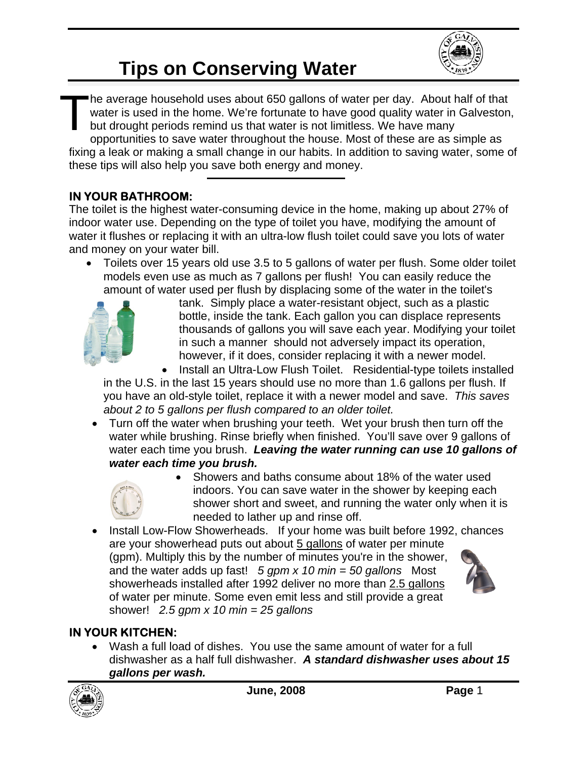# Tips on Conserving Water

The average household uses about 650 gallons of water per day. About half of that water is used in the home. We're fortunate to have good quality water in Galveston, but drought periods remind us that water is not limitless. We have many opportunities to save water throughout the house. Most of these are as simple as fixing a leak or making a small change in our habits. In addition to saving water, some of these tips will also help you save both energy and money.

---

## IN YOUR BATHROOM:

The toilet is the highest water-consuming device in the home, making up about 27% of indoor water use. Depending on the type of toilet you have, modifying the amount of water it flushes or replacing it with an ultra-low flush toilet could save you lots of water and money on your water bill.

- Toilets over 15 years old use 3.5 to 5 gallons of water per flush. Some older toilet models even use as much as 7 gallons per flush! You can easily reduce the amount of water used per flush by displacing some of the water in the toilet's tank. Simply place a water-resistant object, such as a plastic bottle, inside the tank. Each gallon you can displace represents thousands of gallons you will save each year. Modifying your toilet in such a manner should not adversely impact its operation, however, if it does, consider replacing it with a newer model.
- Install an Ultra-Low Flush Toilet. Residential-type toilets installed in the U.S. in the last 15 years should use no more than 1.6 gallons per flush. If you have an old-style toilet, replace it with a newer model and save. *This saves about 2 to 5 gallons per flush compared to an older toilet.*
- Turn off the water when brushing your teeth. Wet your brush then turn off the water while brushing. Rinse briefly when finished. You'll save over 9 gallons of water each time you brush. ***Leaving the water running can use 10 gallons of water each time you brush.***
- Showers and baths consume about 18% of the water used indoors. You can save water in the shower by keeping each shower short and sweet, and running the water only when it is needed to lather up and rinse off.
- Install Low-Flow Showerheads. If your home was built before 1992, chances are your showerhead puts out about <u>5 gallons</u> of water per minute (gpm). Multiply this by the number of minutes you're in the shower, and the water adds up fast! *5 gpm x 10 min = 50 gallons* Most showerheads installed after 1992 deliver no more than <u>2.5 gallons</u> of water per minute. Some even emit less and still provide a great shower! *2.5 gpm x 10 min = 25 gallons*

## IN YOUR KITCHEN:

- Wash a full load of dishes. You use the same amount of water for a full dishwasher as a half full dishwasher. ***A standard dishwasher uses about 15 gallons per wash.***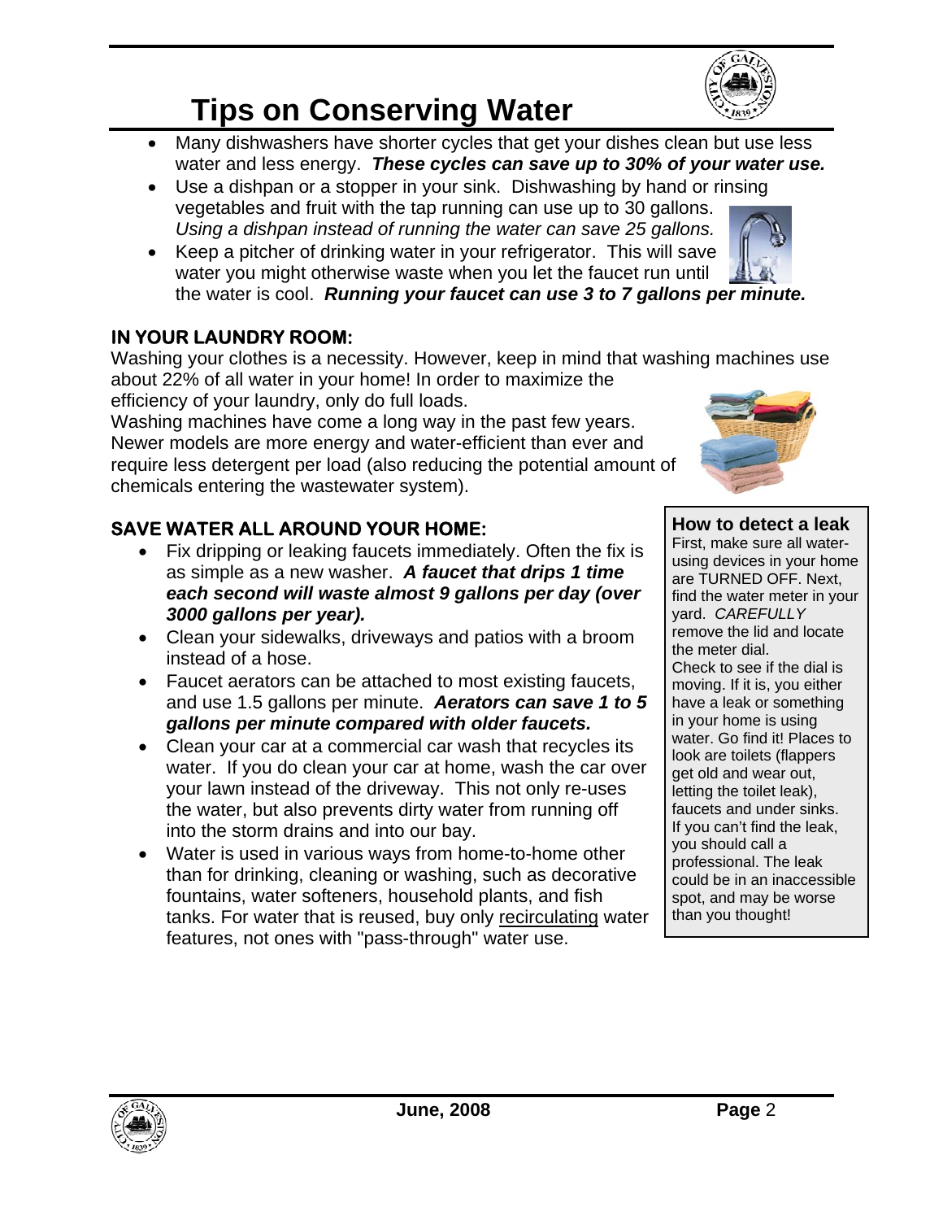# Tips on Conserving Water

- Many dishwashers have shorter cycles that get your dishes clean but use less water and less energy. ***These cycles can save up to 30% of your water use.***
- Use a dishpan or a stopper in your sink. Dishwashing by hand or rinsing vegetables and fruit with the tap running can use up to 30 gallons. *Using a dishpan instead of running the water can save 25 gallons.*
- Keep a pitcher of drinking water in your refrigerator. This will save water you might otherwise waste when you let the faucet run until the water is cool. ***Running your faucet can use 3 to 7 gallons per minute.***

## IN YOUR LAUNDRY ROOM:

Washing your clothes is a necessity. However, keep in mind that washing machines use about 22% of all water in your home! In order to maximize the efficiency of your laundry, only do full loads.

Washing machines have come a long way in the past few years. Newer models are more energy and water-efficient than ever and require less detergent per load (also reducing the potential amount of chemicals entering the wastewater system).

## SAVE WATER ALL AROUND YOUR HOME:

- Fix dripping or leaking faucets immediately. Often the fix is as simple as a new washer. ***A faucet that drips 1 time each second will waste almost 9 gallons per day (over 3000 gallons per year).***
- Clean your sidewalks, driveways and patios with a broom instead of a hose.
- Faucet aerators can be attached to most existing faucets, and use 1.5 gallons per minute. ***Aerators can save 1 to 5 gallons per minute compared with older faucets.***
- Clean your car at a commercial car wash that recycles its water. If you do clean your car at home, wash the car over your lawn instead of the driveway. This not only re-uses the water, but also prevents dirty water from running off into the storm drains and into our bay.
- Water is used in various ways from home-to-home other than for drinking, cleaning or washing, such as decorative fountains, water softeners, household plants, and fish tanks. For water that is reused, buy only recirculating water features, not ones with "pass-through" water use.

**How to detect a leak**

First, make sure all water-using devices in your home are TURNED OFF. Next, find the water meter in your yard. *CAREFULLY* remove the lid and locate the meter dial.

Check to see if the dial is moving. If it is, you either have a leak or something in your home is using water. Go find it! Places to look are toilets (flappers get old and wear out, letting the toilet leak), faucets and under sinks. If you can't find the leak, you should call a professional. The leak could be in an inaccessible spot, and may be worse than you thought!

**June, 2008**